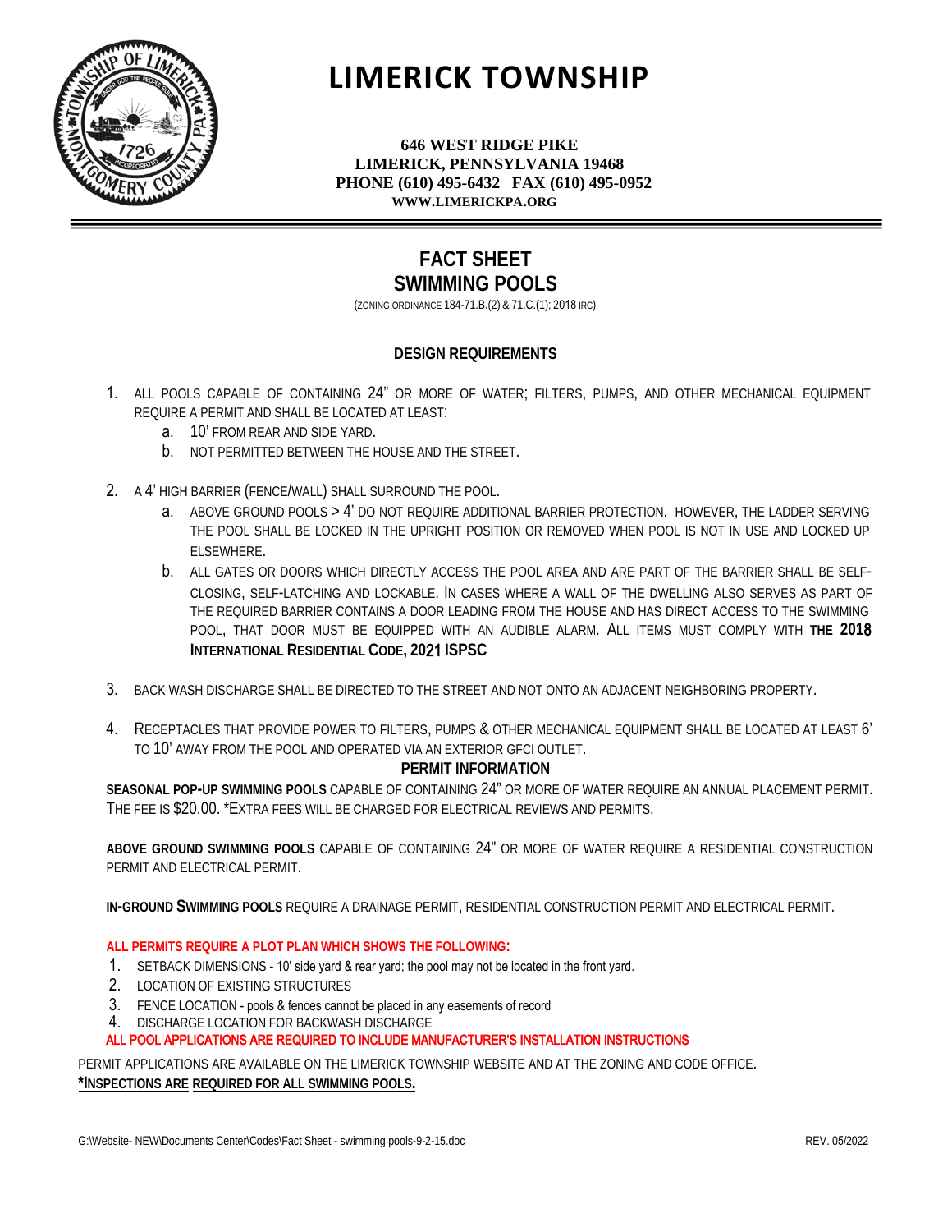# LIMERICK TOWNSHIP

**646 WEST RIDGE PIKE**
**LIMERICK, PENNSYLVANIA 19468**
**PHONE (610) 495-6432 FAX (610) 495-0952**
**WWW.LIMERICKPA.ORG**

## FACT SHEET
## SWIMMING POOLS

(ZONING ORDINANCE 184-71.B.(2) & 71.C.(1); 2018 IRC)

### DESIGN REQUIREMENTS

1. ALL POOLS CAPABLE OF CONTAINING 24" OR MORE OF WATER; FILTERS, PUMPS, AND OTHER MECHANICAL EQUIPMENT REQUIRE A PERMIT AND SHALL BE LOCATED AT LEAST:
   a. 10' FROM REAR AND SIDE YARD.
   b. NOT PERMITTED BETWEEN THE HOUSE AND THE STREET.

2. A 4' HIGH BARRIER (FENCE/WALL) SHALL SURROUND THE POOL.
   a. ABOVE GROUND POOLS > 4' DO NOT REQUIRE ADDITIONAL BARRIER PROTECTION. HOWEVER, THE LADDER SERVING THE POOL SHALL BE LOCKED IN THE UPRIGHT POSITION OR REMOVED WHEN POOL IS NOT IN USE AND LOCKED UP ELSEWHERE.
   b. ALL GATES OR DOORS WHICH DIRECTLY ACCESS THE POOL AREA AND ARE PART OF THE BARRIER SHALL BE SELF-CLOSING, SELF-LATCHING AND LOCKABLE. IN CASES WHERE A WALL OF THE DWELLING ALSO SERVES AS PART OF THE REQUIRED BARRIER CONTAINS A DOOR LEADING FROM THE HOUSE AND HAS DIRECT ACCESS TO THE SWIMMING POOL, THAT DOOR MUST BE EQUIPPED WITH AN AUDIBLE ALARM. ALL ITEMS MUST COMPLY WITH **THE 2018 INTERNATIONAL RESIDENTIAL CODE, 2021 ISPSC**

3. BACK WASH DISCHARGE SHALL BE DIRECTED TO THE STREET AND NOT ONTO AN ADJACENT NEIGHBORING PROPERTY.

4. RECEPTACLES THAT PROVIDE POWER TO FILTERS, PUMPS & OTHER MECHANICAL EQUIPMENT SHALL BE LOCATED AT LEAST 6' TO 10' AWAY FROM THE POOL AND OPERATED VIA AN EXTERIOR GFCI OUTLET.

### PERMIT INFORMATION

**SEASONAL POP-UP SWIMMING POOLS** CAPABLE OF CONTAINING 24" OR MORE OF WATER REQUIRE AN ANNUAL PLACEMENT PERMIT. THE FEE IS $20.00. *EXTRA FEES WILL BE CHARGED FOR ELECTRICAL REVIEWS AND PERMITS.

**ABOVE GROUND SWIMMING POOLS** CAPABLE OF CONTAINING 24" OR MORE OF WATER REQUIRE A RESIDENTIAL CONSTRUCTION PERMIT AND ELECTRICAL PERMIT.

**IN-GROUND SWIMMING POOLS** REQUIRE A DRAINAGE PERMIT, RESIDENTIAL CONSTRUCTION PERMIT AND ELECTRICAL PERMIT.

**ALL PERMITS REQUIRE A PLOT PLAN WHICH SHOWS THE FOLLOWING:**

1. SETBACK DIMENSIONS - 10' side yard & rear yard; the pool may not be located in the front yard.
2. LOCATION OF EXISTING STRUCTURES
3. FENCE LOCATION - pools & fences cannot be placed in any easements of record
4. DISCHARGE LOCATION FOR BACKWASH DISCHARGE

**ALL POOL APPLICATIONS ARE REQUIRED TO INCLUDE MANUFACTURER'S INSTALLATION INSTRUCTIONS**

PERMIT APPLICATIONS ARE AVAILABLE ON THE LIMERICK TOWNSHIP WEBSITE AND AT THE ZONING AND CODE OFFICE.

***INSPECTIONS ARE REQUIRED FOR ALL SWIMMING POOLS.**

G:\Website- NEW\Documents Center\Codes\Fact Sheet - swimming pools-9-2-15.doc REV. 05/2022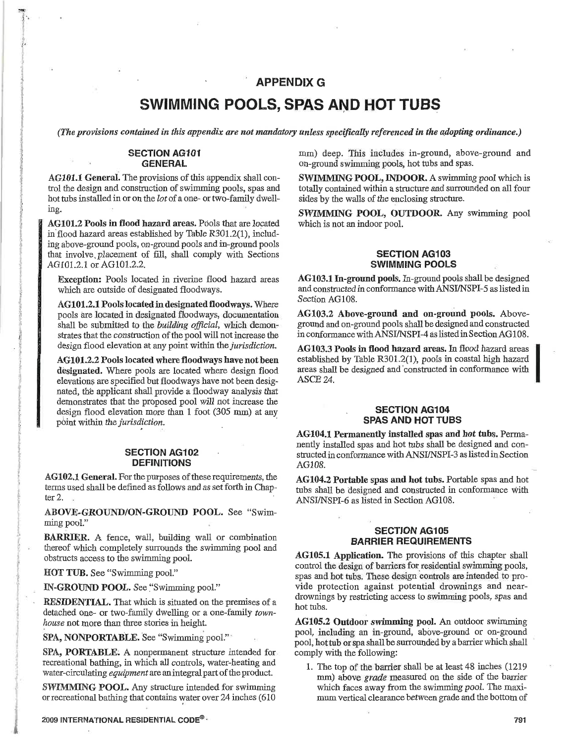# APPENDIX G

# SWIMMING POOLS, SPAS AND HOT TUBS

*(The provisions contained in this appendix are not mandatory unless specifically referenced in the adopting ordinance.)*

## SECTION AG101 GENERAL

**AG101.1 General.** The provisions of this appendix shall control the design and construction of swimming pools, spas and hot tubs installed in or on the *lot* of a one- or two-family dwelling.

**AG101.2 Pools in flood hazard areas.** Pools that are located in flood hazard areas established by Table R301.2(1), including above-ground pools, on-ground pools and in-ground pools that involve placement of fill, shall comply with Sections AG101.2.1 or AG101.2.2.

**Exception:** Pools located in riverine flood hazard areas which are outside of designated floodways.

**AG101.2.1 Pools located in designated floodways.** Where pools are located in designated floodways, documentation shall be submitted to the *building official*, which demonstrates that the construction of the pool will not increase the design flood elevation at any point within the *jurisdiction*.

**AG101.2.2 Pools located where floodways have not been designated.** Where pools are located where design flood elevations are specified but floodways have not been designated, the applicant shall provide a floodway analysis that demonstrates that the proposed pool will not increase the design flood elevation more than 1 foot (305 mm) at any point within the *jurisdiction*.

## SECTION AG102 DEFINITIONS

**AG102.1 General.** For the purposes of these requirements, the terms used shall be defined as follows and as set forth in Chapter 2.

**ABOVE-GROUND/ON-GROUND POOL.** See "Swimming pool."

**BARRIER.** A fence, wall, building wall or combination thereof which completely surrounds the swimming pool and obstructs access to the swimming pool.

**HOT TUB.** See "Swimming pool."

**IN-GROUND POOL.** See "Swimming pool."

**RESIDENTIAL.** That which is situated on the premises of a detached one- or two-family dwelling or a one-family *townhouse* not more than three stories in height.

**SPA, NONPORTABLE.** See "Swimming pool."

**SPA, PORTABLE.** A nonpermanent structure intended for recreational bathing, in which all controls, water-heating and water-circulating *equipment* are an integral part of the product.

**SWIMMING POOL.** Any structure intended for swimming or recreational bathing that contains water over 24 inches (610 mm) deep. This includes in-ground, above-ground and on-ground swimming pools, hot tubs and spas.

**SWIMMING POOL, INDOOR.** A swimming pool which is totally contained within a structure and surrounded on all four sides by the walls of the enclosing structure.

**SWIMMING POOL, OUTDOOR.** Any swimming pool which is not an indoor pool.

## SECTION AG103 SWIMMING POOLS

**AG103.1 In-ground pools.** In-ground pools shall be designed and constructed in conformance with ANSI/NSPI-5 as listed in Section AG108.

**AG103.2 Above-ground and on-ground pools.** Above-ground and on-ground pools shall be designed and constructed in conformance with ANSI/NSPI-4 as listed in Section AG108.

**AG103.3 Pools in flood hazard areas.** In flood hazard areas established by Table R301.2(1), pools in coastal high hazard areas shall be designed and constructed in conformance with ASCE 24.

## SECTION AG104 SPAS AND HOT TUBS

**AG104.1 Permanently installed spas and hot tubs.** Permanently installed spas and hot tubs shall be designed and constructed in conformance with ANSI/NSPI-3 as listed in Section AG108.

**AG104.2 Portable spas and hot tubs.** Portable spas and hot tubs shall be designed and constructed in conformance with ANSI/NSPI-6 as listed in Section AG108.

## SECTION AG105 BARRIER REQUIREMENTS

**AG105.1 Application.** The provisions of this chapter shall control the design of barriers for residential swimming pools, spas and hot tubs. These design controls are intended to provide protection against potential drownings and near-drownings by restricting access to swimming pools, spas and hot tubs.

**AG105.2 Outdoor swimming pool.** An outdoor swimming pool, including an in-ground, above-ground or on-ground pool, hot tub or spa shall be surrounded by a barrier which shall comply with the following:

1. The top of the barrier shall be at least 48 inches (1219 mm) above *grade* measured on the side of the barrier which faces away from the swimming pool. The maximum vertical clearance between grade and the bottom of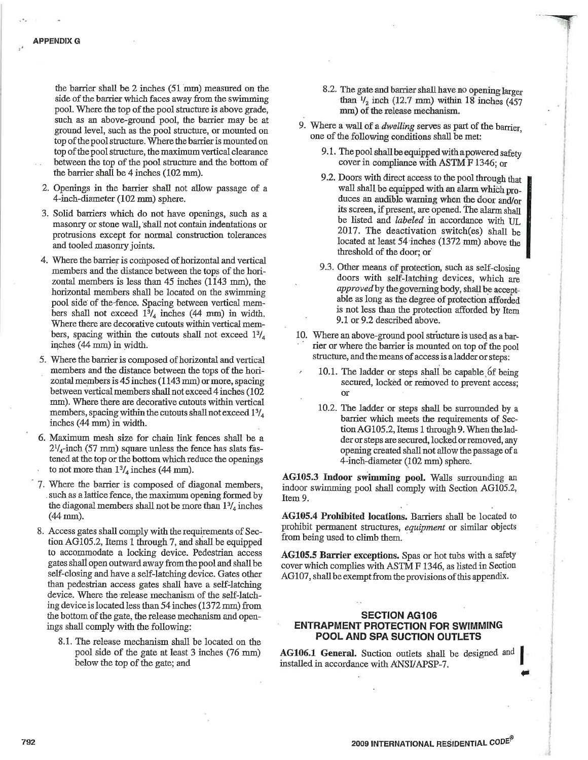the barrier shall be 2 inches (51 mm) measured on the side of the barrier which faces away from the swimming pool. Where the top of the pool structure is above grade, such as an above-ground pool, the barrier may be at ground level, such as the pool structure, or mounted on top of the pool structure. Where the barrier is mounted on top of the pool structure, the maximum vertical clearance between the top of the pool structure and the bottom of the barrier shall be 4 inches (102 mm).

2. Openings in the barrier shall not allow passage of a 4-inch-diameter (102 mm) sphere.
3. Solid barriers which do not have openings, such as a masonry or stone wall, shall not contain indentations or protrusions except for normal construction tolerances and tooled masonry joints.
4. Where the barrier is composed of horizontal and vertical members and the distance between the tops of the horizontal members is less than 45 inches (1143 mm), the horizontal members shall be located on the swimming pool side of the fence. Spacing between vertical members shall not exceed $1^3/_4$ inches (44 mm) in width. Where there are decorative cutouts within vertical members, spacing within the cutouts shall not exceed $1^3/_4$ inches (44 mm) in width.
5. Where the barrier is composed of horizontal and vertical members and the distance between the tops of the horizontal members is 45 inches (1143 mm) or more, spacing between vertical members shall not exceed 4 inches (102 mm). Where there are decorative cutouts within vertical members, spacing within the cutouts shall not exceed $1^3/_4$ inches (44 mm) in width.
6. Maximum mesh size for chain link fences shall be a $2^1/_4$-inch (57 mm) square unless the fence has slats fastened at the top or the bottom which reduce the openings to not more than $1^3/_4$ inches (44 mm).
7. Where the barrier is composed of diagonal members, such as a lattice fence, the maximum opening formed by the diagonal members shall not be more than $1^3/_4$ inches (44 mm).
8. Access gates shall comply with the requirements of Section AG105.2, Items 1 through 7, and shall be equipped to accommodate a locking device. Pedestrian access gates shall open outward away from the pool and shall be self-closing and have a self-latching device. Gates other than pedestrian access gates shall have a self-latching device. Where the release mechanism of the self-latching device is located less than 54 inches (1372 mm) from the bottom of the gate, the release mechanism and openings shall comply with the following:
   - 8.1. The release mechanism shall be located on the pool side of the gate at least 3 inches (76 mm) below the top of the gate; and
   - 8.2. The gate and barrier shall have no opening larger than $^1/_2$ inch (12.7 mm) within 18 inches (457 mm) of the release mechanism.
9. Where a wall of a *dwelling* serves as part of the barrier, one of the following conditions shall be met:
   - 9.1. The pool shall be equipped with a powered safety cover in compliance with ASTM F 1346; or
   - 9.2. Doors with direct access to the pool through that wall shall be equipped with an alarm which produces an audible warning when the door and/or its screen, if present, are opened. The alarm shall be listed and *labeled* in accordance with UL 2017. The deactivation switch(es) shall be located at least 54 inches (1372 mm) above the threshold of the door; or
   - 9.3. Other means of protection, such as self-closing doors with self-latching devices, which are *approved* by the governing body, shall be acceptable as long as the degree of protection afforded is not less than the protection afforded by Item 9.1 or 9.2 described above.
10. Where an above-ground pool structure is used as a barrier or where the barrier is mounted on top of the pool structure, and the means of access is a ladder or steps:
    - 10.1. The ladder or steps shall be capable of being secured, locked or removed to prevent access; or
    - 10.2. The ladder or steps shall be surrounded by a barrier which meets the requirements of Section AG105.2, Items 1 through 9. When the ladder or steps are secured, locked or removed, any opening created shall not allow the passage of a 4-inch-diameter (102 mm) sphere.

**AG105.3 Indoor swimming pool.** Walls surrounding an indoor swimming pool shall comply with Section AG105.2, Item 9.

**AG105.4 Prohibited locations.** Barriers shall be located to prohibit permanent structures, *equipment* or similar objects from being used to climb them.

**AG105.5 Barrier exceptions.** Spas or hot tubs with a safety cover which complies with ASTM F 1346, as listed in Section AG107, shall be exempt from the provisions of this appendix.

## SECTION AG106 ENTRAPMENT PROTECTION FOR SWIMMING POOL AND SPA SUCTION OUTLETS

**AG106.1 General.** Suction outlets shall be designed and installed in accordance with ANSI/APSP-7.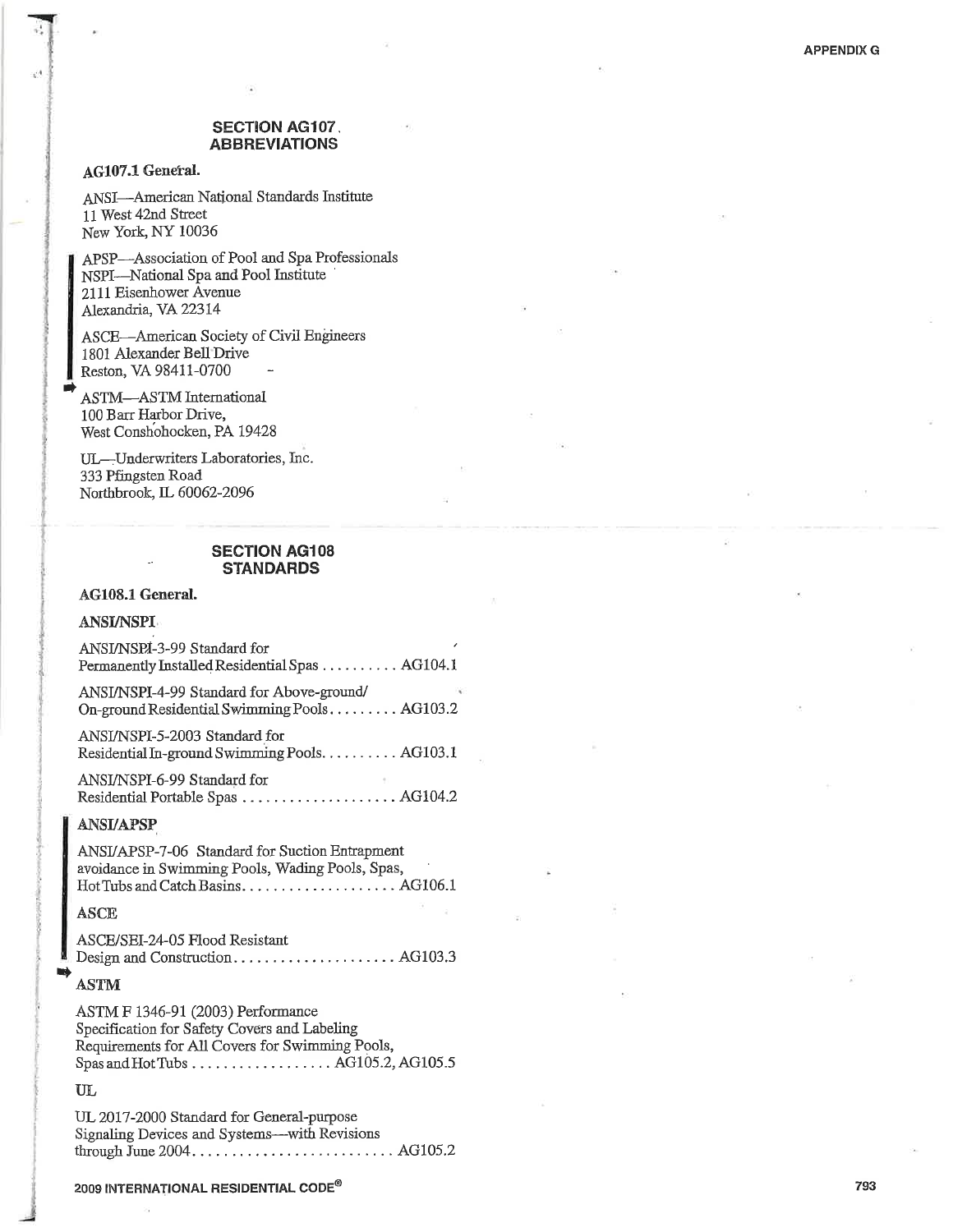## SECTION AG107 ABBREVIATIONS

**AG107.1 General.**

ANSI—American National Standards Institute
11 West 42nd Street
New York, NY 10036

APSP—Association of Pool and Spa Professionals
NSPI—National Spa and Pool Institute
2111 Eisenhower Avenue
Alexandria, VA 22314

ASCE—American Society of Civil Engineers
1801 Alexander Bell Drive
Reston, VA 98411-0700

ASTM—ASTM International
100 Barr Harbor Drive,
West Conshohocken, PA 19428

UL—Underwriters Laboratories, Inc.
333 Pfingsten Road
Northbrook, IL 60062-2096

## SECTION AG108 STANDARDS

**AG108.1 General.**

**ANSI/NSPI**

ANSI/NSPI-3-99 Standard for Permanently Installed Residential Spas . . . . . . . . . . AG104.1

ANSI/NSPI-4-99 Standard for Above-ground/ On-ground Residential Swimming Pools . . . . . . . . . AG103.2

ANSI/NSPI-5-2003 Standard for Residential In-ground Swimming Pools. . . . . . . . . . AG103.1

ANSI/NSPI-6-99 Standard for Residential Portable Spas . . . . . . . . . . . . . . . . . . . . AG104.2

**ANSI/APSP**

ANSI/APSP-7-06 Standard for Suction Entrapment avoidance in Swimming Pools, Wading Pools, Spas, Hot Tubs and Catch Basins. . . . . . . . . . . . . . . . . . . . AG106.1

**ASCE**

ASCE/SEI-24-05 Flood Resistant Design and Construction. . . . . . . . . . . . . . . . . . . . . AG103.3

**ASTM**

ASTM F 1346-91 (2003) Performance Specification for Safety Covers and Labeling Requirements for All Covers for Swimming Pools, Spas and Hot Tubs . . . . . . . . . . . . . . . . . . AG105.2, AG105.5

**UL**

UL 2017-2000 Standard for General-purpose Signaling Devices and Systems—with Revisions through June 2004. . . . . . . . . . . . . . . . . . . . . . . . . . AG105.2